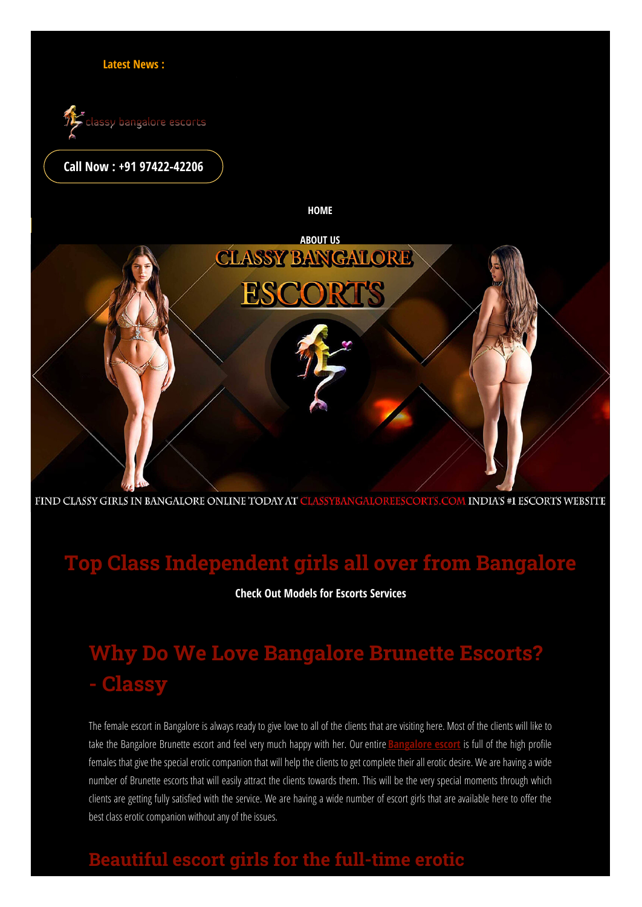**Latest News :**

classy bangalore escorts

**Call Now : +91 97422-42206**

**HOME**

**ABOUT US**

CLASSY BANGALORE ESCORTS

FIND CLASSY GIRLS IN BANGALORE ONLINE TODAY AT CLASSYBANGALOREESCORTS.COM INDIA'S #1 ESCORTS WEBSITE

# Top Class Independent girls all over from Bangalore

**Check Out Models for Escorts Services**

## Why Do We Love Bangalore Brunette Escorts? - Classy

The female escort in Bangalore is always ready to give love to all of the clients that are visiting here. Most of the clients will like to take the Bangalore Brunette escort and feel very much happy with her. Our entire **Bangalore escort** is full of the high profile females that give the special erotic companion that will help the clients to get complete their all erotic desire. We are having a wide number of Brunette escorts that will easily attract the clients towards them. This will be the very special moments through which clients are getting fully satisfied with the service. We are having a wide number of escort girls that are available here to offer the best class erotic companion without any of the issues.

## Beautiful escort girls for the full-time erotic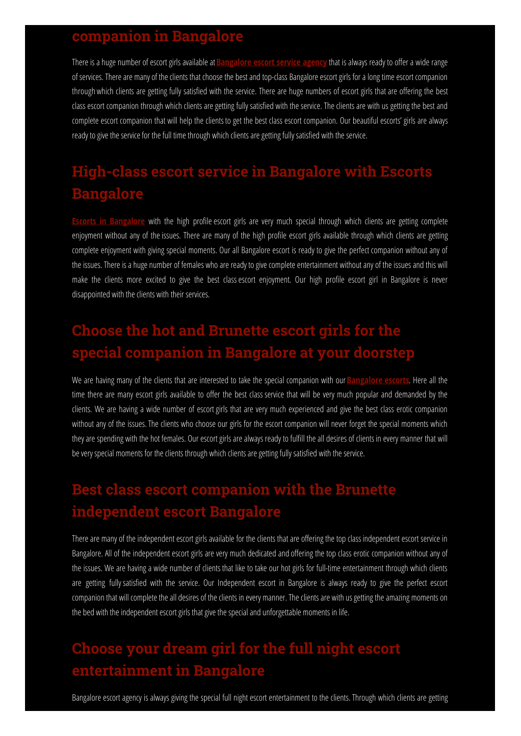## companion in Bangalore

There is a huge number of escort girls available at **Bangalore escort service agency** that is always ready to offer a wide range of services. There are many of the clients that choose the best and top-class Bangalore escort girls for a long time escort companion through which clients are getting fully satisfied with the service. There are huge numbers of escort girls that are offering the best class escort companion through which clients are getting fully satisfied with the service. The clients are with us getting the best and complete escort companion that will help the clients to get the best class escort companion. Our beautiful escorts' girls are always ready to give the service for the full time through which clients are getting fully satisfied with the service.

## High-class escort service in Bangalore with Escorts Bangalore

**Escorts in Bangalore** with the high profile escort girls are very much special through which clients are getting complete enjoyment without any of the issues. There are many of the high profile escort girls available through which clients are getting complete enjoyment with giving special moments. Our all Bangalore escort is ready to give the perfect companion without any of the issues. There is a huge number of females who are ready to give complete entertainment without any of the issues and this will make the clients more excited to give the best class escort enjoyment. Our high profile escort girl in Bangalore is never disappointed with the clients with their services.

## Choose the hot and Brunette escort girls for the special companion in Bangalore at your doorstep

We are having many of the clients that are interested to take the special companion with our **Bangalore escorts**. Here all the time there are many escort girls available to offer the best class service that will be very much popular and demanded by the clients. We are having a wide number of escort girls that are very much experienced and give the best class erotic companion without any of the issues. The clients who choose our girls for the escort companion will never forget the special moments which they are spending with the hot females. Our escort girls are always ready to fulfill the all desires of clients in every manner that will be very special moments for the clients through which clients are getting fully satisfied with the service.

## Best class escort companion with the Brunette independent escort Bangalore

There are many of the independent escort girls available for the clients that are offering the top class independent escort service in Bangalore. All of the independent escort girls are very much dedicated and offering the top class erotic companion without any of the issues. We are having a wide number of clients that like to take our hot girls for full-time entertainment through which clients are getting fully satisfied with the service. Our Independent escort in Bangalore is always ready to give the perfect escort companion that will complete the all desires of the clients in every manner. The clients are with us getting the amazing moments on the bed with the independent escort girls that give the special and unforgettable moments in life.

## Choose your dream girl for the full night escort entertainment in Bangalore

Bangalore escort agency is always giving the special full night escort entertainment to the clients. Through which clients are getting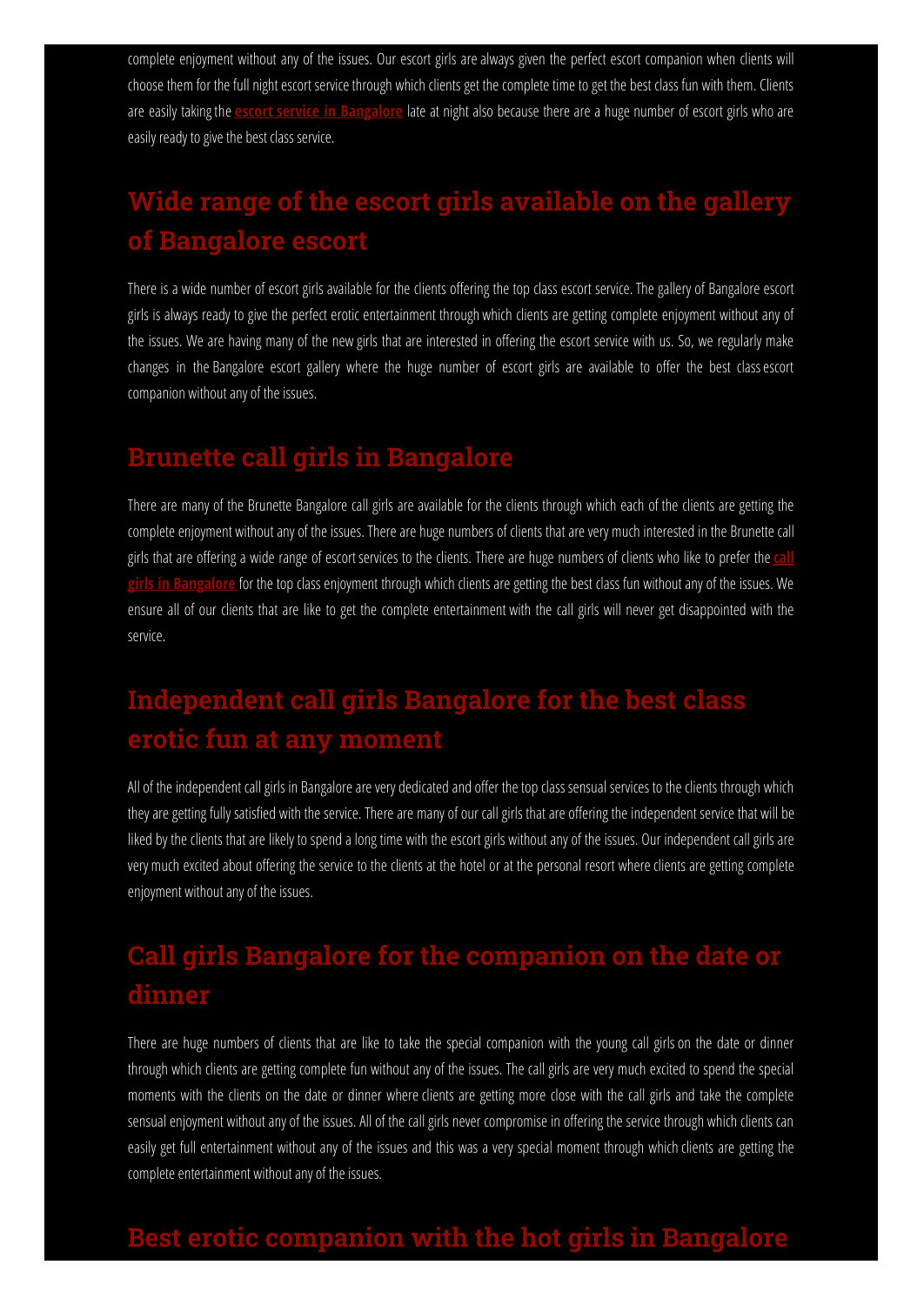complete enjoyment without any of the issues. Our escort girls are always given the perfect escort companion when clients will choose them for the full night escort service through which clients get the complete time to get the best class fun with them. Clients are easily taking the **escort service in Bangalore** late at night also because there are a huge number of escort girls who are easily ready to give the best class service.

## Wide range of the escort girls available on the gallery of Bangalore escort

There is a wide number of escort girls available for the clients offering the top class escort service. The gallery of Bangalore escort girls is always ready to give the perfect erotic entertainment through which clients are getting complete enjoyment without any of the issues. We are having many of the new girls that are interested in offering the escort service with us. So, we regularly make changes in the Bangalore escort gallery where the huge number of escort girls are available to offer the best class escort companion without any of the issues.

## Brunette call girls in Bangalore

There are many of the Brunette Bangalore call girls are available for the clients through which each of the clients are getting the complete enjoyment without any of the issues. There are huge numbers of clients that are very much interested in the Brunette call girls that are offering a wide range of escort services to the clients. There are huge numbers of clients who like to prefer the **call girls in Bangalore** for the top class enjoyment through which clients are getting the best class fun without any of the issues. We ensure all of our clients that are like to get the complete entertainment with the call girls will never get disappointed with the service.

## Independent call girls Bangalore for the best class erotic fun at any moment

All of the independent call girls in Bangalore are very dedicated and offer the top class sensual services to the clients through which they are getting fully satisfied with the service. There are many of our call girls that are offering the independent service that will be liked by the clients that are likely to spend a long time with the escort girls without any of the issues. Our independent call girls are very much excited about offering the service to the clients at the hotel or at the personal resort where clients are getting complete enjoyment without any of the issues.

## Call girls Bangalore for the companion on the date or dinner

There are huge numbers of clients that are like to take the special companion with the young call girls on the date or dinner through which clients are getting complete fun without any of the issues. The call girls are very much excited to spend the special moments with the clients on the date or dinner where clients are getting more close with the call girls and take the complete sensual enjoyment without any of the issues. All of the call girls never compromise in offering the service through which clients can easily get full entertainment without any of the issues and this was a very special moment through which clients are getting the complete entertainment without any of the issues.

## Best erotic companion with the hot girls in Bangalore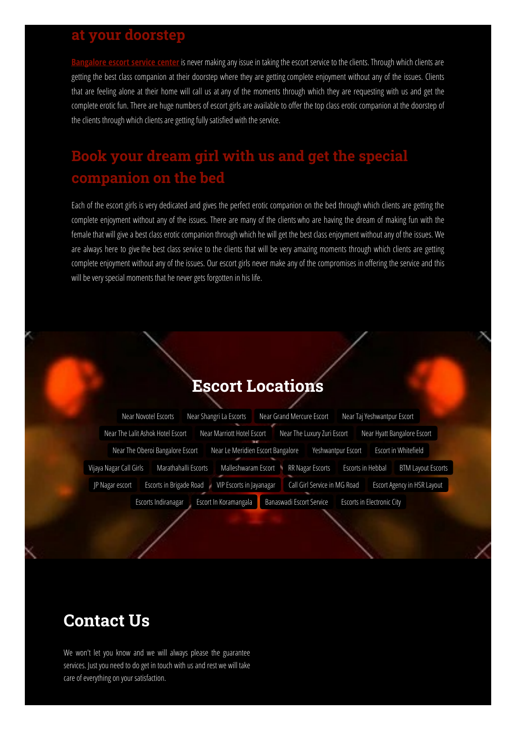## at your doorstep

Bangalore escort service center is never making any issue in taking the escort service to the clients. Through which clients are getting the best class companion at their doorstep where they are getting complete enjoyment without any of the issues. Clients that are feeling alone at their home will call us at any of the moments through which they are requesting with us and get the complete erotic fun. There are huge numbers of escort girls are available to offer the top class erotic companion at the doorstep of the clients through which clients are getting fully satisfied with the service.

## Book your dream girl with us and get the special companion on the bed

Each of the escort girls is very dedicated and gives the perfect erotic companion on the bed through which clients are getting the complete enjoyment without any of the issues. There are many of the clients who are having the dream of making fun with the female that will give a best class erotic companion through which he will get the best class enjoyment without any of the issues. We are always here to give the best class service to the clients that will be very amazing moments through which clients are getting complete enjoyment without any of the issues. Our escort girls never make any of the compromises in offering the service and this will be very special moments that he never gets forgotten in his life.

## Escort Locations

Near Novotel Escorts | Near Shangri La Escorts | Near Grand Mercure Escort | Near Taj Yeshwantpur Escort | Near The Lalit Ashok Hotel Escort | Near Marriott Hotel Escort | Near The Luxury Zuri Escort | Near Hyatt Bangalore Escort | Near The Oberoi Bangalore Escort | Near Le Meridien Escort Bangalore | Yeshwantpur Escort | Escort in Whitefield | Vijaya Nagar Call Girls | Marathahalli Escorts | Malleshwaram Escort | RR Nagar Escorts | Escorts in Hebbal | BTM Layout Escorts | JP Nagar escort | Escorts in Brigade Road | VIP Escorts in Jayanagar | Call Girl Service in MG Road | Escort Agency in HSR Layout | Escorts Indiranagar | Escort In Koramangala | Banaswadi Escort Service | Escorts in Electronic City

## Contact Us

We won't let you know and we will always please the guarantee services. Just you need to do get in touch with us and rest we will take care of everything on your satisfaction.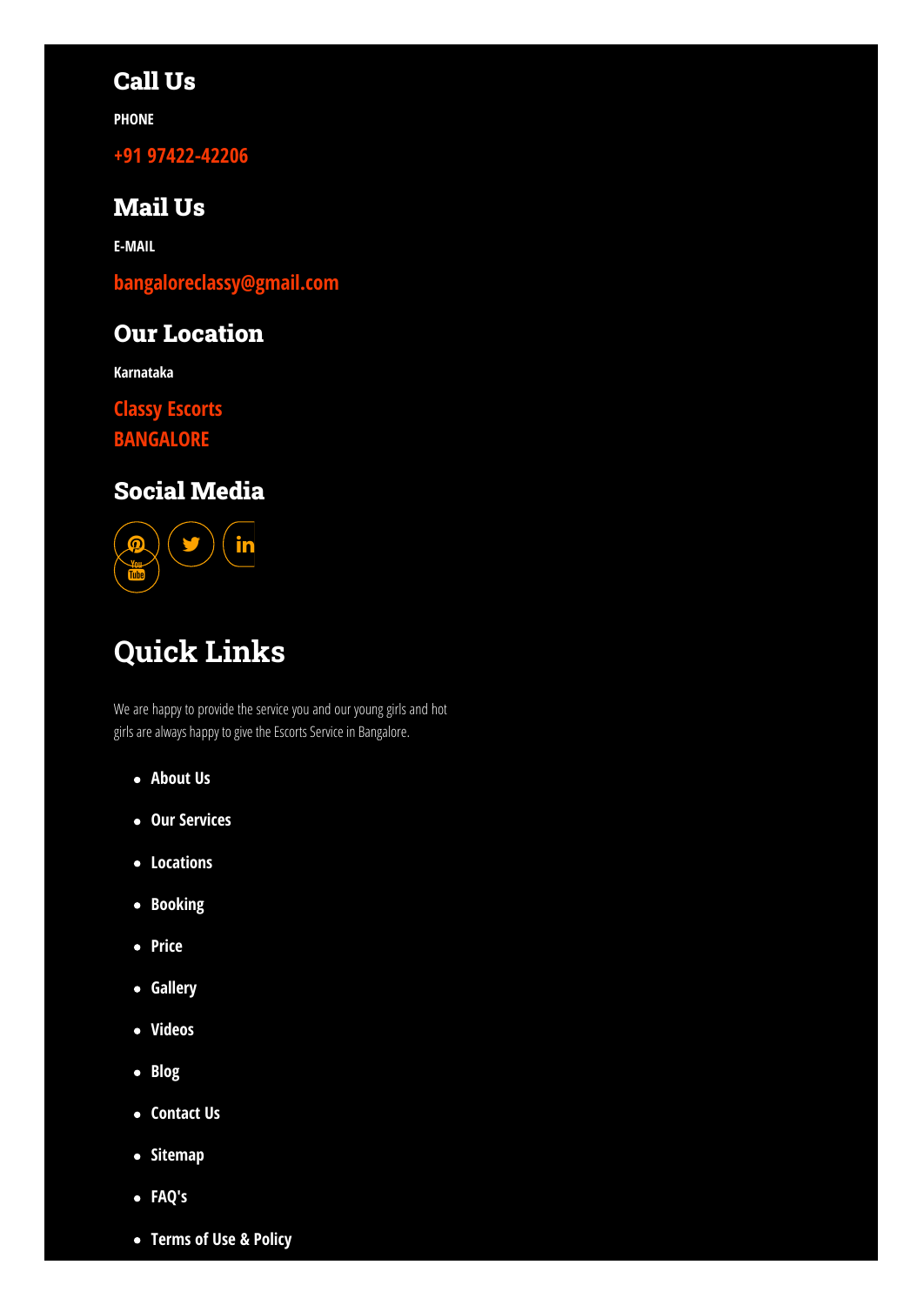## Call Us

**PHONE**

**+91 97422-42206**

## Mail Us

**E-MAIL**

**bangaloreclassy@gmail.com**

## Our Location

**Karnataka**

**Classy Escorts**
**BANGALORE**

## Social Media

# Quick Links

We are happy to provide the service you and our young girls and hot girls are always happy to give the Escorts Service in Bangalore.

- **About Us**
- **Our Services**
- **Locations**
- **Booking**
- **Price**
- **Gallery**
- **Videos**
- **Blog**
- **Contact Us**
- **Sitemap**
- **FAQ's**
- **Terms of Use & Policy**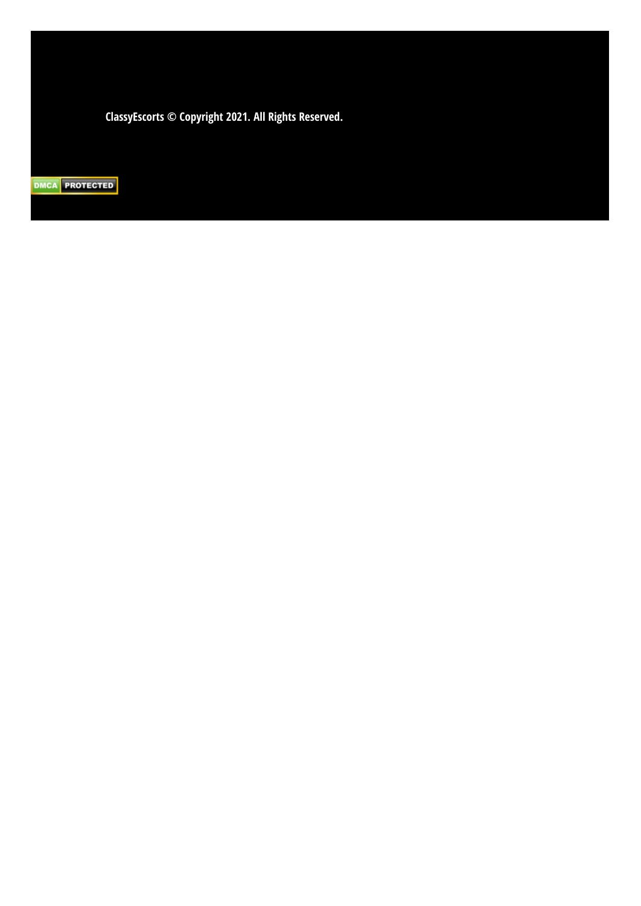ClassyEscorts © Copyright 2021. All Rights Reserved.

DMCA PROTECTED